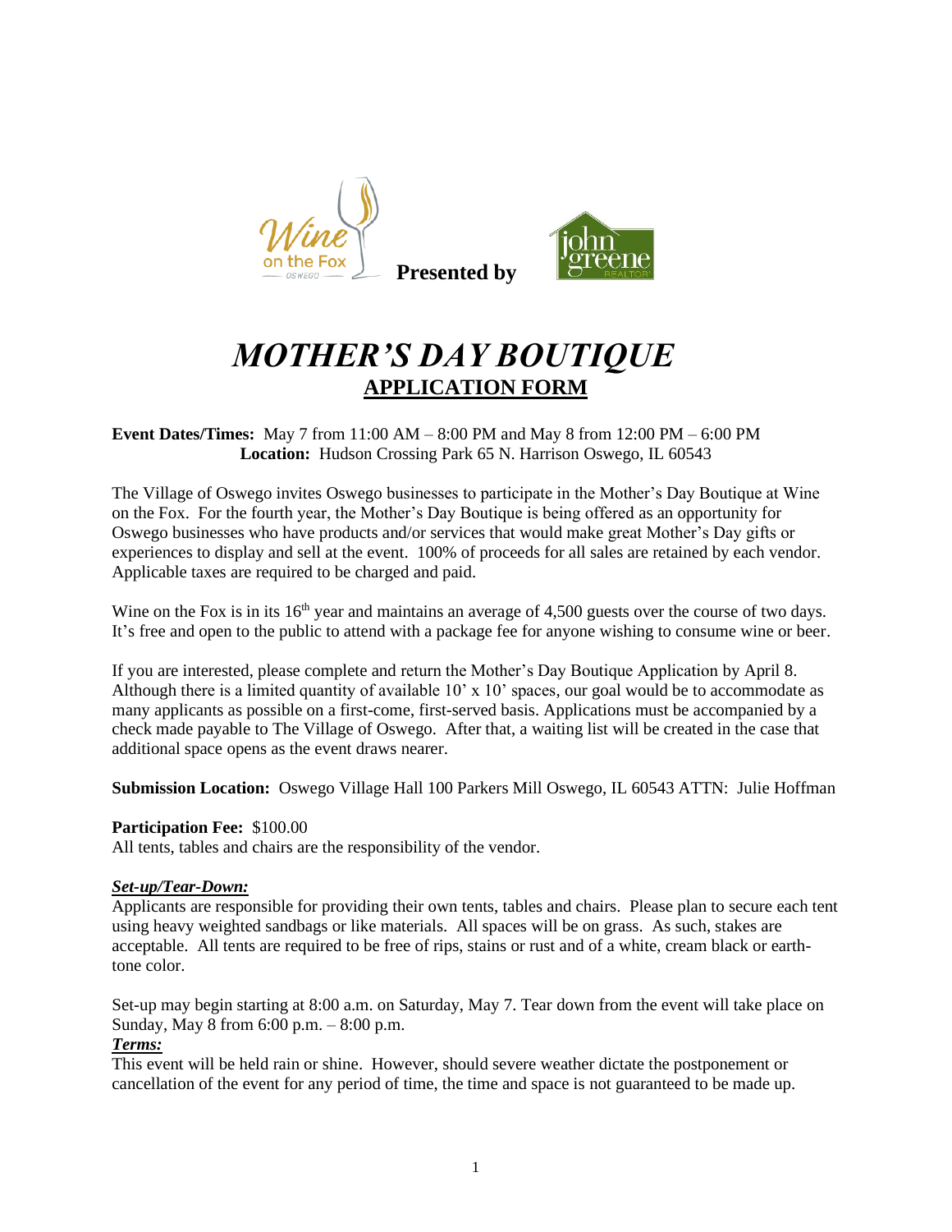Wine on the Fox OSWEGO **Presented by** john greene REALTOR

# *MOTHER'S DAY BOUTIQUE*

## APPLICATION FORM

**Event Dates/Times:** May 7 from 11:00 AM – 8:00 PM and May 8 from 12:00 PM – 6:00 PM
**Location:** Hudson Crossing Park 65 N. Harrison Oswego, IL 60543

The Village of Oswego invites Oswego businesses to participate in the Mother's Day Boutique at Wine on the Fox. For the fourth year, the Mother's Day Boutique is being offered as an opportunity for Oswego businesses who have products and/or services that would make great Mother's Day gifts or experiences to display and sell at the event. 100% of proceeds for all sales are retained by each vendor. Applicable taxes are required to be charged and paid.

Wine on the Fox is in its 16th year and maintains an average of 4,500 guests over the course of two days. It's free and open to the public to attend with a package fee for anyone wishing to consume wine or beer.

If you are interested, please complete and return the Mother's Day Boutique Application by April 8. Although there is a limited quantity of available 10' x 10' spaces, our goal would be to accommodate as many applicants as possible on a first-come, first-served basis. Applications must be accompanied by a check made payable to The Village of Oswego. After that, a waiting list will be created in the case that additional space opens as the event draws nearer.

**Submission Location:** Oswego Village Hall 100 Parkers Mill Oswego, IL 60543 ATTN: Julie Hoffman

**Participation Fee:** $100.00
All tents, tables and chairs are the responsibility of the vendor.

***Set-up/Tear-Down:***
Applicants are responsible for providing their own tents, tables and chairs. Please plan to secure each tent using heavy weighted sandbags or like materials. All spaces will be on grass. As such, stakes are acceptable. All tents are required to be free of rips, stains or rust and of a white, cream black or earth-tone color.

Set-up may begin starting at 8:00 a.m. on Saturday, May 7. Tear down from the event will take place on Sunday, May 8 from 6:00 p.m. – 8:00 p.m.

***Terms:***
This event will be held rain or shine. However, should severe weather dictate the postponement or cancellation of the event for any period of time, the time and space is not guaranteed to be made up.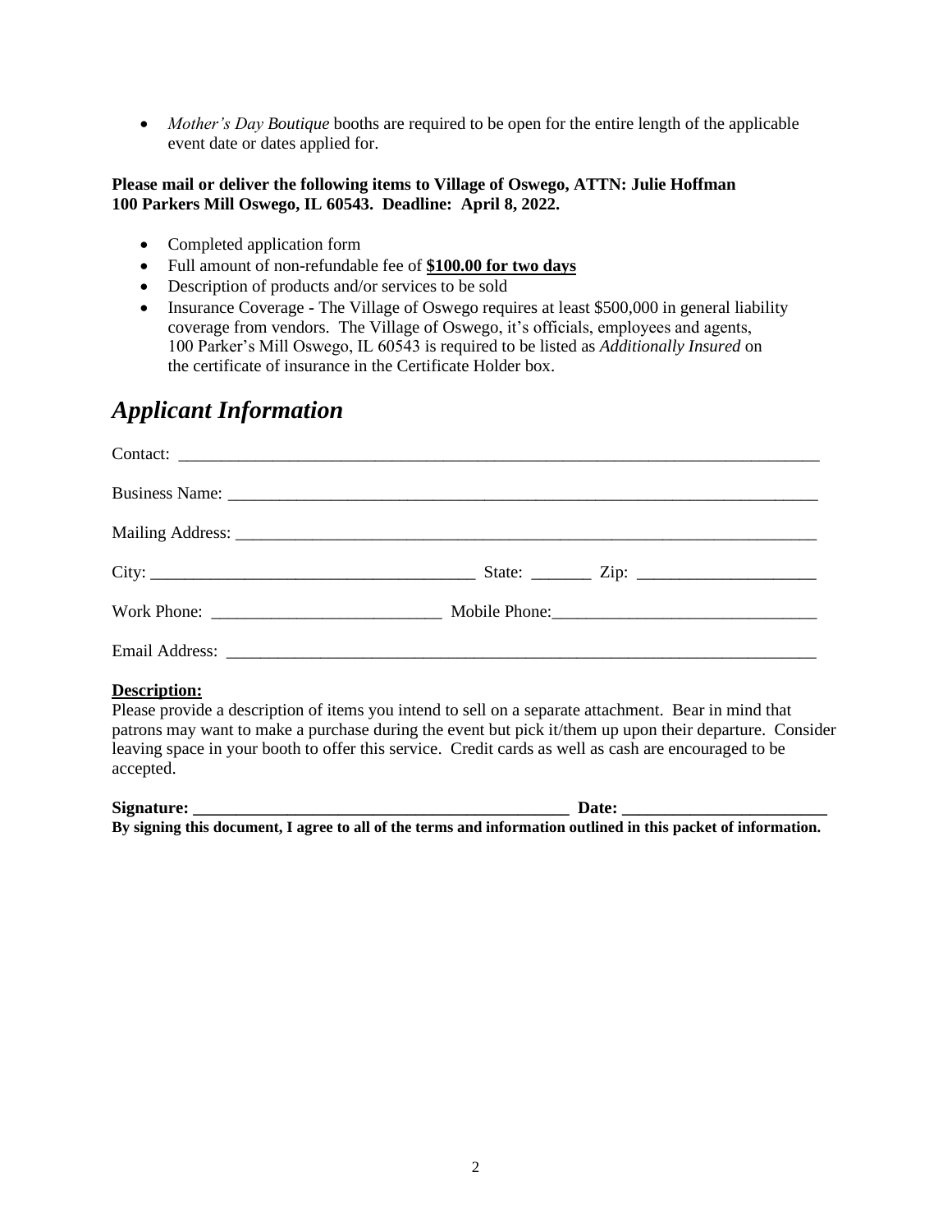- *Mother's Day Boutique* booths are required to be open for the entire length of the applicable event date or dates applied for.

**Please mail or deliver the following items to Village of Oswego, ATTN: Julie Hoffman 100 Parkers Mill Oswego, IL 60543. Deadline: April 8, 2022.**

- Completed application form
- Full amount of non-refundable fee of **$100.00 for two days**
- Description of products and/or services to be sold
- Insurance Coverage - The Village of Oswego requires at least $500,000 in general liability coverage from vendors. The Village of Oswego, it's officials, employees and agents, 100 Parker's Mill Oswego, IL 60543 is required to be listed as *Additionally Insured* on the certificate of insurance in the Certificate Holder box.

## *Applicant Information*

Contact: ______________________________________________________________________________

Business Name: _________________________________________________________________________

Mailing Address: ________________________________________________________________________

City: _____________________________________ State: _______ Zip: _____________________

Work Phone: ___________________________ Mobile Phone: ______________________________

Email Address: __________________________________________________________________________

**Description:**

Please provide a description of items you intend to sell on a separate attachment. Bear in mind that patrons may want to make a purchase during the event but pick it/them up upon their departure. Consider leaving space in your booth to offer this service. Credit cards as well as cash are encouraged to be accepted.

**Signature: _____________________________________________ Date: ________________________**

**By signing this document, I agree to all of the terms and information outlined in this packet of information.**